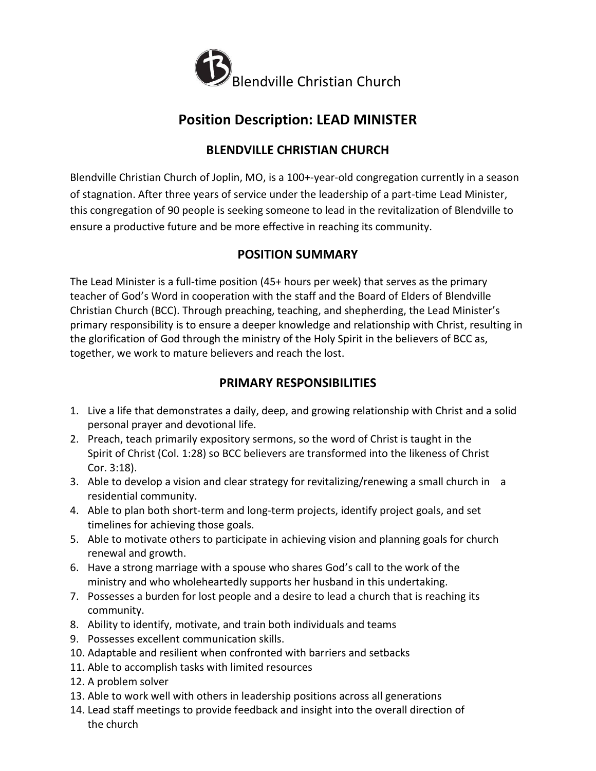Blendville Christian Church

# Position Description: LEAD MINISTER

## BLENDVILLE CHRISTIAN CHURCH

Blendville Christian Church of Joplin, MO, is a 100+-year-old congregation currently in a season of stagnation. After three years of service under the leadership of a part-time Lead Minister, this congregation of 90 people is seeking someone to lead in the revitalization of Blendville to ensure a productive future and be more effective in reaching its community.

## POSITION SUMMARY

The Lead Minister is a full-time position (45+ hours per week) that serves as the primary teacher of God's Word in cooperation with the staff and the Board of Elders of Blendville Christian Church (BCC). Through preaching, teaching, and shepherding, the Lead Minister's primary responsibility is to ensure a deeper knowledge and relationship with Christ, resulting in the glorification of God through the ministry of the Holy Spirit in the believers of BCC as, together, we work to mature believers and reach the lost.

## PRIMARY RESPONSIBILITIES

1. Live a life that demonstrates a daily, deep, and growing relationship with Christ and a solid personal prayer and devotional life.
2. Preach, teach primarily expository sermons, so the word of Christ is taught in the Spirit of Christ (Col. 1:28) so BCC believers are transformed into the likeness of Christ Cor. 3:18).
3. Able to develop a vision and clear strategy for revitalizing/renewing a small church in a residential community.
4. Able to plan both short-term and long-term projects, identify project goals, and set timelines for achieving those goals.
5. Able to motivate others to participate in achieving vision and planning goals for church renewal and growth.
6. Have a strong marriage with a spouse who shares God's call to the work of the ministry and who wholeheartedly supports her husband in this undertaking.
7. Possesses a burden for lost people and a desire to lead a church that is reaching its community.
8. Ability to identify, motivate, and train both individuals and teams
9. Possesses excellent communication skills.
10. Adaptable and resilient when confronted with barriers and setbacks
11. Able to accomplish tasks with limited resources
12. A problem solver
13. Able to work well with others in leadership positions across all generations
14. Lead staff meetings to provide feedback and insight into the overall direction of the church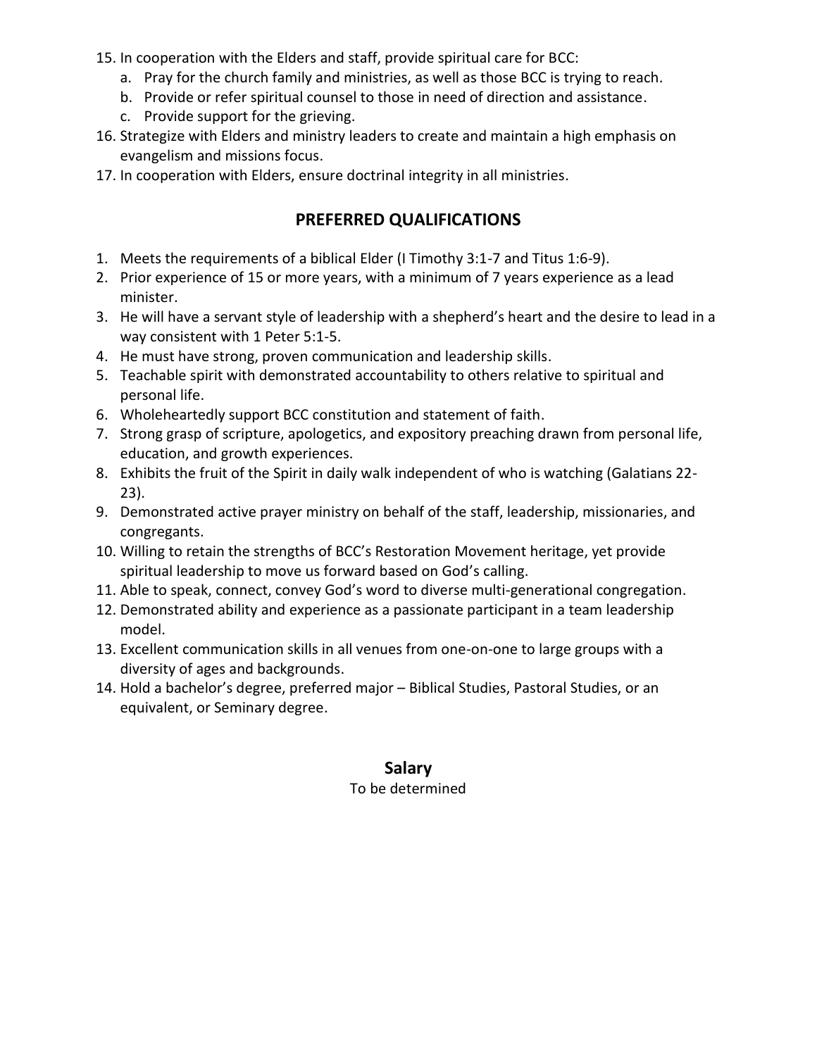15. In cooperation with the Elders and staff, provide spiritual care for BCC:
    a. Pray for the church family and ministries, as well as those BCC is trying to reach.
    b. Provide or refer spiritual counsel to those in need of direction and assistance.
    c. Provide support for the grieving.
16. Strategize with Elders and ministry leaders to create and maintain a high emphasis on evangelism and missions focus.
17. In cooperation with Elders, ensure doctrinal integrity in all ministries.

## PREFERRED QUALIFICATIONS

1. Meets the requirements of a biblical Elder (I Timothy 3:1-7 and Titus 1:6-9).
2. Prior experience of 15 or more years, with a minimum of 7 years experience as a lead minister.
3. He will have a servant style of leadership with a shepherd's heart and the desire to lead in a way consistent with 1 Peter 5:1-5.
4. He must have strong, proven communication and leadership skills.
5. Teachable spirit with demonstrated accountability to others relative to spiritual and personal life.
6. Wholeheartedly support BCC constitution and statement of faith.
7. Strong grasp of scripture, apologetics, and expository preaching drawn from personal life, education, and growth experiences.
8. Exhibits the fruit of the Spirit in daily walk independent of who is watching (Galatians 22-23).
9. Demonstrated active prayer ministry on behalf of the staff, leadership, missionaries, and congregants.
10. Willing to retain the strengths of BCC's Restoration Movement heritage, yet provide spiritual leadership to move us forward based on God's calling.
11. Able to speak, connect, convey God's word to diverse multi-generational congregation.
12. Demonstrated ability and experience as a passionate participant in a team leadership model.
13. Excellent communication skills in all venues from one-on-one to large groups with a diversity of ages and backgrounds.
14. Hold a bachelor's degree, preferred major – Biblical Studies, Pastoral Studies, or an equivalent, or Seminary degree.

## Salary

To be determined